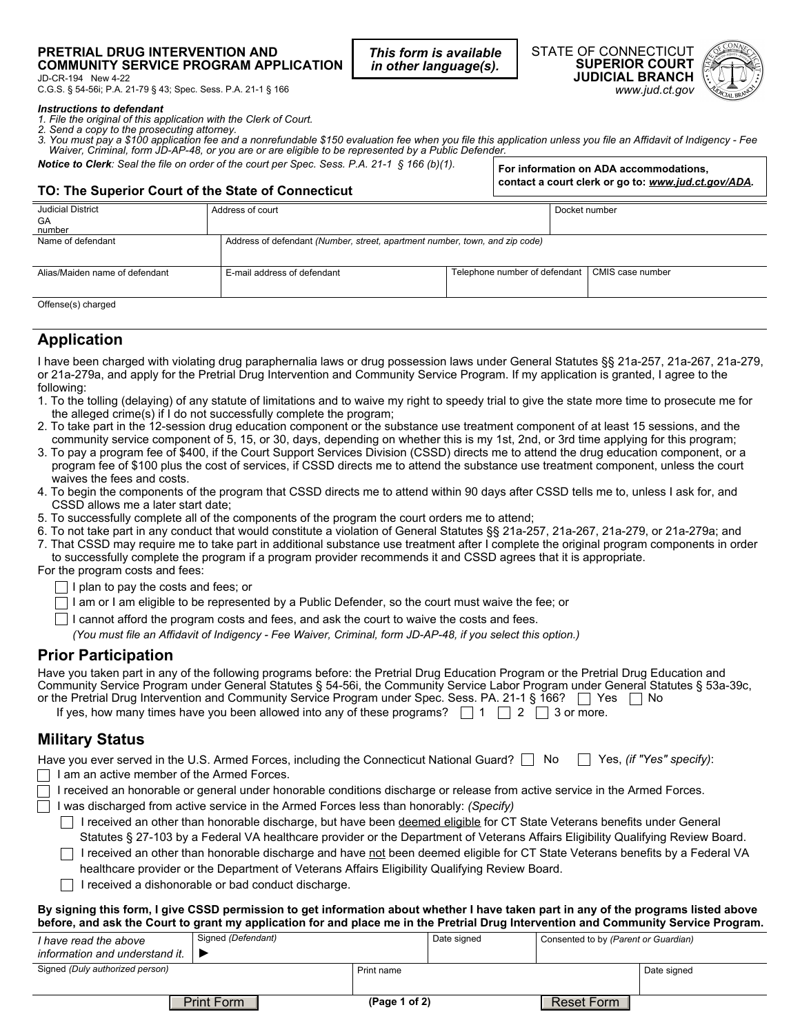**PRETRIAL DRUG INTERVENTION AND COMMUNITY SERVICE PROGRAM APPLICATION**
JD-CR-194 New 4-22
C.G.S. § 54-56i; P.A. 21-79 § 43; Spec. Sess. P.A. 21-1 § 166

*This form is available in other language(s).*

STATE OF CONNECTICUT
**SUPERIOR COURT**
**JUDICIAL BRANCH**
*www.jud.ct.gov*

***Instructions to defendant***
*1. File the original of this application with the Clerk of Court.*
*2. Send a copy to the prosecuting attorney.*
*3. You must pay a $100 application fee and a nonrefundable $150 evaluation fee when you file this application unless you file an Affidavit of Indigency - Fee Waiver, Criminal, form JD-AP-48, or you are or are eligible to be represented by a Public Defender.*

***Notice to Clerk**: Seal the file on order of the court per Spec. Sess. P.A. 21-1 § 166 (b)(1).*

**For information on ADA accommodations, contact a court clerk or go to: *www.jud.ct.gov/ADA*.**

**TO: The Superior Court of the State of Connecticut**

| Judicial District / GA number | Address of court | | Docket number |
|---|---|---|---|
| Name of defendant | Address of defendant *(Number, street, apartment number, town, and zip code)* | | |
| Alias/Maiden name of defendant | E-mail address of defendant | Telephone number of defendant | CMIS case number |
| Offense(s) charged | | | |

## Application

I have been charged with violating drug paraphernalia laws or drug possession laws under General Statutes §§ 21a-257, 21a-267, 21a-279, or 21a-279a, and apply for the Pretrial Drug Intervention and Community Service Program. If my application is granted, I agree to the following:

1. To the tolling (delaying) of any statute of limitations and to waive my right to speedy trial to give the state more time to prosecute me for the alleged crime(s) if I do not successfully complete the program;
2. To take part in the 12-session drug education component or the substance use treatment component of at least 15 sessions, and the community service component of 5, 15, or 30, days, depending on whether this is my 1st, 2nd, or 3rd time applying for this program;
3. To pay a program fee of $400, if the Court Support Services Division (CSSD) directs me to attend the drug education component, or a program fee of $100 plus the cost of services, if CSSD directs me to attend the substance use treatment component, unless the court waives the fees and costs.
4. To begin the components of the program that CSSD directs me to attend within 90 days after CSSD tells me to, unless I ask for, and CSSD allows me a later start date;
5. To successfully complete all of the components of the program the court orders me to attend;
6. To not take part in any conduct that would constitute a violation of General Statutes §§ 21a-257, 21a-267, 21a-279, or 21a-279a; and
7. That CSSD may require me to take part in additional substance use treatment after I complete the original program components in order to successfully complete the program if a program provider recommends it and CSSD agrees that it is appropriate.

For the program costs and fees:

- ☐ I plan to pay the costs and fees; or
- ☐ I am or I am eligible to be represented by a Public Defender, so the court must waive the fee; or
- ☐ I cannot afford the program costs and fees, and ask the court to waive the costs and fees.
  *(You must file an Affidavit of Indigency - Fee Waiver, Criminal, form JD-AP-48, if you select this option.)*

## Prior Participation

Have you taken part in any of the following programs before: the Pretrial Drug Education Program or the Pretrial Drug Education and Community Service Program under General Statutes § 54-56i, the Community Service Labor Program under General Statutes § 53a-39c, or the Pretrial Drug Intervention and Community Service Program under Spec. Sess. PA. 21-1 § 166? ☐ Yes ☐ No

If yes, how many times have you been allowed into any of these programs? ☐ 1 ☐ 2 ☐ 3 or more.

## Military Status

Have you ever served in the U.S. Armed Forces, including the Connecticut National Guard? ☐ No ☐ Yes, *(if "Yes" specify)*:

- ☐ I am an active member of the Armed Forces.
- ☐ I received an honorable or general under honorable conditions discharge or release from active service in the Armed Forces.
- ☐ I was discharged from active service in the Armed Forces less than honorably: *(Specify)*
  - ☐ I received an other than honorable discharge, but have been deemed eligible for CT State Veterans benefits under General Statutes § 27-103 by a Federal VA healthcare provider or the Department of Veterans Affairs Eligibility Qualifying Review Board.
  - ☐ I received an other than honorable discharge and have not been deemed eligible for CT State Veterans benefits by a Federal VA healthcare provider or the Department of Veterans Affairs Eligibility Qualifying Review Board.
  - ☐ I received a dishonorable or bad conduct discharge.

**By signing this form, I give CSSD permission to get information about whether I have taken part in any of the programs listed above before, and ask the Court to grant my application for and place me in the Pretrial Drug Intervention and Community Service Program.**

| *I have read the above information and understand it.* | Signed *(Defendant)* ► | Date signed | Consented to by *(Parent or Guardian)* |
|---|---|---|---|
| Signed *(Duly authorized person)* | Print name | | Date signed |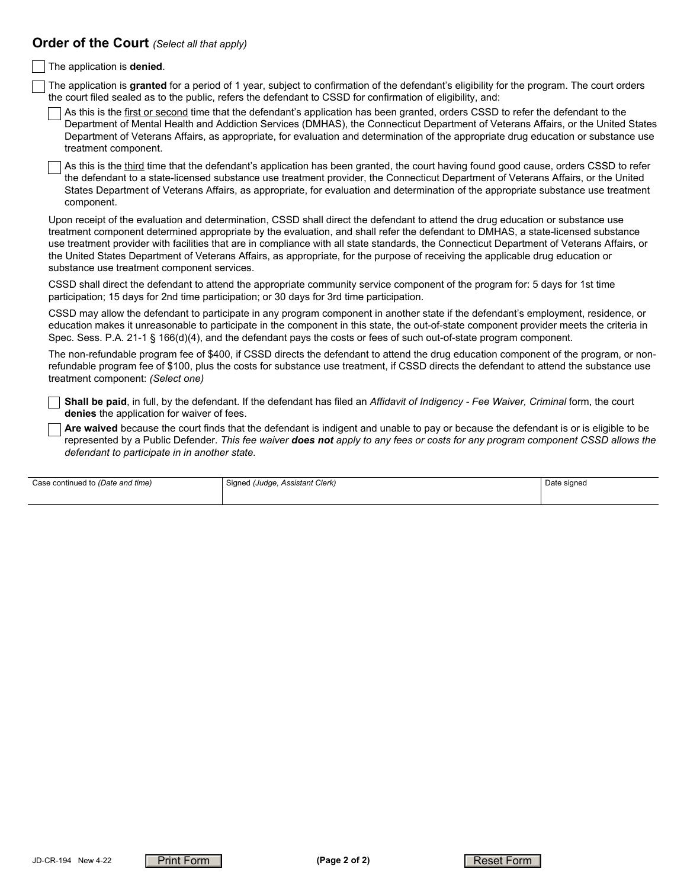## Order of the Court *(Select all that apply)*

☐ The application is **denied**.

☐ The application is **granted** for a period of 1 year, subject to confirmation of the defendant's eligibility for the program. The court orders the court filed sealed as to the public, refers the defendant to CSSD for confirmation of eligibility, and:

- ☐ As this is the first or second time that the defendant's application has been granted, orders CSSD to refer the defendant to the Department of Mental Health and Addiction Services (DMHAS), the Connecticut Department of Veterans Affairs, or the United States Department of Veterans Affairs, as appropriate, for evaluation and determination of the appropriate drug education or substance use treatment component.

- ☐ As this is the third time that the defendant's application has been granted, the court having found good cause, orders CSSD to refer the defendant to a state-licensed substance use treatment provider, the Connecticut Department of Veterans Affairs, or the United States Department of Veterans Affairs, as appropriate, for evaluation and determination of the appropriate substance use treatment component.

Upon receipt of the evaluation and determination, CSSD shall direct the defendant to attend the drug education or substance use treatment component determined appropriate by the evaluation, and shall refer the defendant to DMHAS, a state-licensed substance use treatment provider with facilities that are in compliance with all state standards, the Connecticut Department of Veterans Affairs, or the United States Department of Veterans Affairs, as appropriate, for the purpose of receiving the applicable drug education or substance use treatment component services.

CSSD shall direct the defendant to attend the appropriate community service component of the program for: 5 days for 1st time participation; 15 days for 2nd time participation; or 30 days for 3rd time participation.

CSSD may allow the defendant to participate in any program component in another state if the defendant's employment, residence, or education makes it unreasonable to participate in the component in this state, the out-of-state component provider meets the criteria in Spec. Sess. P.A. 21-1 § 166(d)(4), and the defendant pays the costs or fees of such out-of-state program component.

The non-refundable program fee of $400, if CSSD directs the defendant to attend the drug education component of the program, or non-refundable program fee of $100, plus the costs for substance use treatment, if CSSD directs the defendant to attend the substance use treatment component: *(Select one)*

- ☐ **Shall be paid**, in full, by the defendant. If the defendant has filed an *Affidavit of Indigency - Fee Waiver, Criminal* form, the court **denies** the application for waiver of fees.

- ☐ **Are waived** because the court finds that the defendant is indigent and unable to pay or because the defendant is or is eligible to be represented by a Public Defender. *This fee waiver* ***does not*** *apply to any fees or costs for any program component CSSD allows the defendant to participate in in another state.*

| Case continued to *(Date and time)* | Signed *(Judge, Assistant Clerk)* | Date signed |
| --- | --- | --- |
| | | |

JD-CR-194 New 4-22